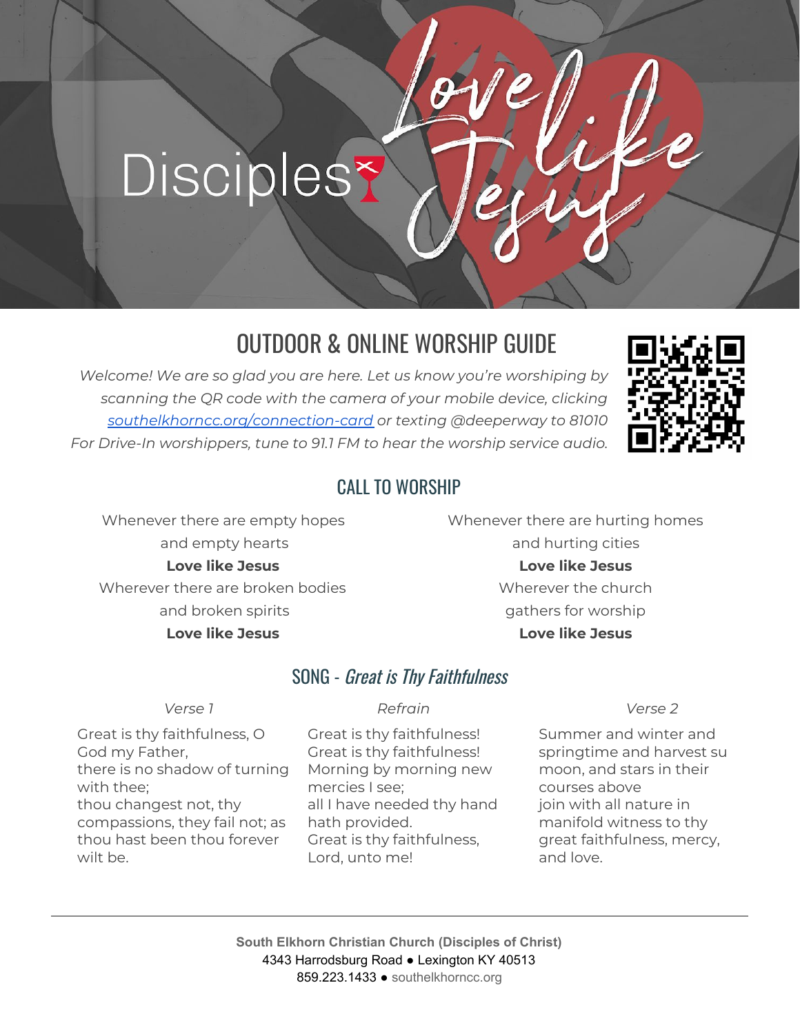Disciples

Love like Jesus

# OUTDOOR & ONLINE WORSHIP GUIDE

*Welcome! We are so glad you are here. Let us know you're worshiping by scanning the QR code with the camera of your mobile device, clicking [southelkhorncc.org/connection-card](southelkhorncc.org/connection-card) or texting @deeperway to 81010*
*For Drive-In worshippers, tune to 91.1 FM to hear the worship service audio.*

## CALL TO WORSHIP

Whenever there are empty hopes
and empty hearts
**Love like Jesus**
Wherever there are broken bodies
and broken spirits
**Love like Jesus**

Whenever there are hurting homes
and hurting cities
**Love like Jesus**
Wherever the church
gathers for worship
**Love like Jesus**

## SONG - *Great is Thy Faithfulness*

*Verse 1*

Great is thy faithfulness, O God my Father,
there is no shadow of turning with thee;
thou changest not, thy compassions, they fail not; as thou hast been thou forever wilt be.

*Refrain*

Great is thy faithfulness!
Great is thy faithfulness!
Morning by morning new mercies I see;
all I have needed thy hand hath provided.
Great is thy faithfulness, Lord, unto me!

*Verse 2*

Summer and winter and springtime and harvest su
moon, and stars in their courses above
join with all nature in manifold witness to thy great faithfulness, mercy, and love.

**South Elkhorn Christian Church (Disciples of Christ)**
4343 Harrodsburg Road ● Lexington KY 40513
859.223.1433 ● southelkhorncc.org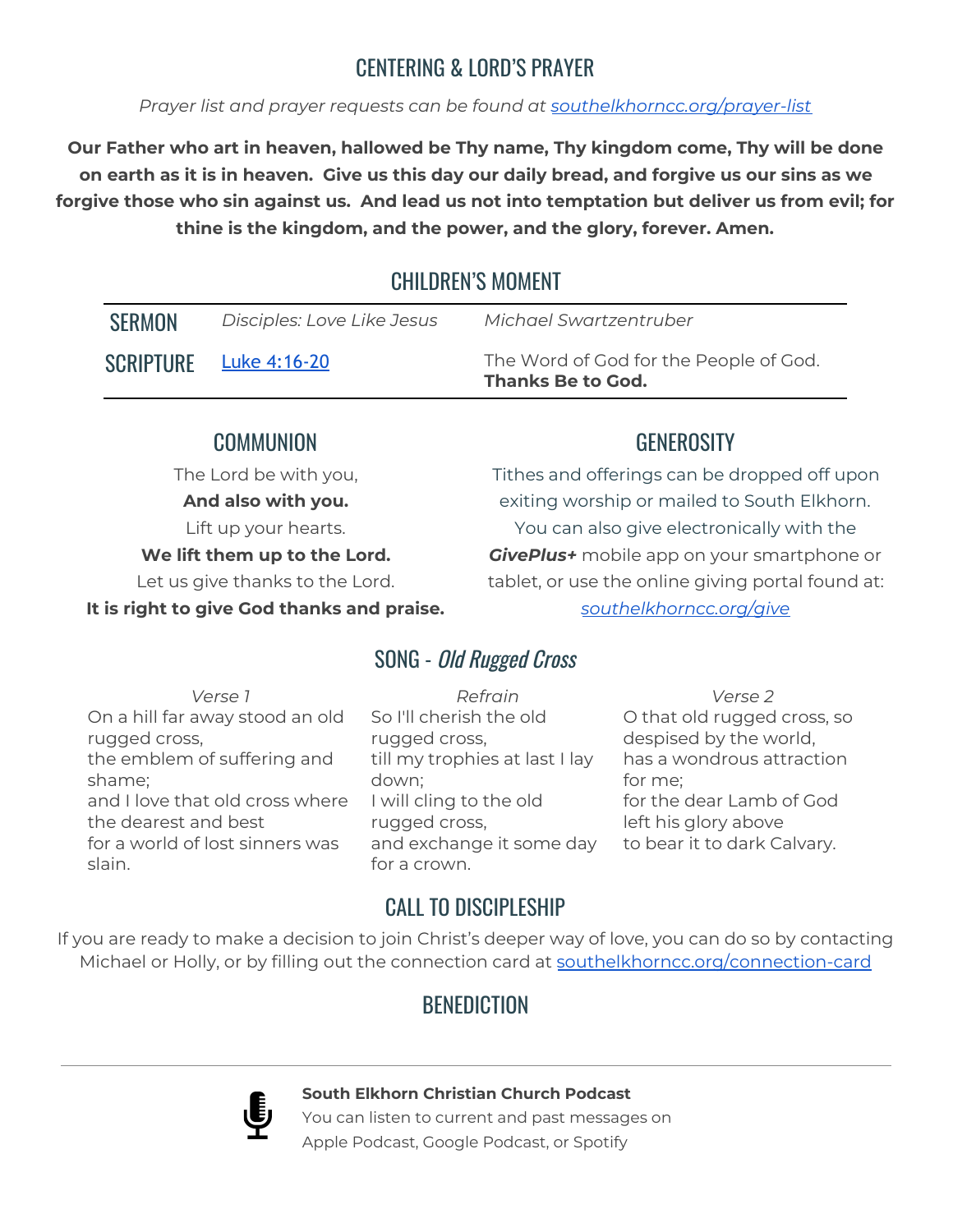## CENTERING & LORD'S PRAYER

*Prayer list and prayer requests can be found at southelkhorncc.org/prayer-list*

**Our Father who art in heaven, hallowed be Thy name, Thy kingdom come, Thy will be done on earth as it is in heaven. Give us this day our daily bread, and forgive us our sins as we forgive those who sin against us. And lead us not into temptation but deliver us from evil; for thine is the kingdom, and the power, and the glory, forever. Amen.**

## CHILDREN'S MOMENT

| | | |
|---|---|---|
| SERMON | *Disciples: Love Like Jesus* | *Michael Swartzentruber* |
| SCRIPTURE | Luke 4:16-20 | The Word of God for the People of God. **Thanks Be to God.** |

## COMMUNION

The Lord be with you,
**And also with you.**
Lift up your hearts.
**We lift them up to the Lord.**
Let us give thanks to the Lord.
**It is right to give God thanks and praise.**

## GENEROSITY

Tithes and offerings can be dropped off upon exiting worship or mailed to South Elkhorn. You can also give electronically with the ***GivePlus+*** mobile app on your smartphone or tablet, or use the online giving portal found at: *southelkhorncc.org/give*

## SONG - *Old Rugged Cross*

*Verse 1*

On a hill far away stood an old rugged cross,
the emblem of suffering and shame;
and I love that old cross where the dearest and best
for a world of lost sinners was slain.

*Refrain*

So I'll cherish the old rugged cross,
till my trophies at last I lay down;
I will cling to the old rugged cross,
and exchange it some day for a crown.

*Verse 2*

O that old rugged cross, so despised by the world,
has a wondrous attraction for me;
for the dear Lamb of God left his glory above
to bear it to dark Calvary.

## CALL TO DISCIPLESHIP

If you are ready to make a decision to join Christ's deeper way of love, you can do so by contacting Michael or Holly, or by filling out the connection card at southelkhorncc.org/connection-card

## BENEDICTION

---

**South Elkhorn Christian Church Podcast**
You can listen to current and past messages on Apple Podcast, Google Podcast, or Spotify